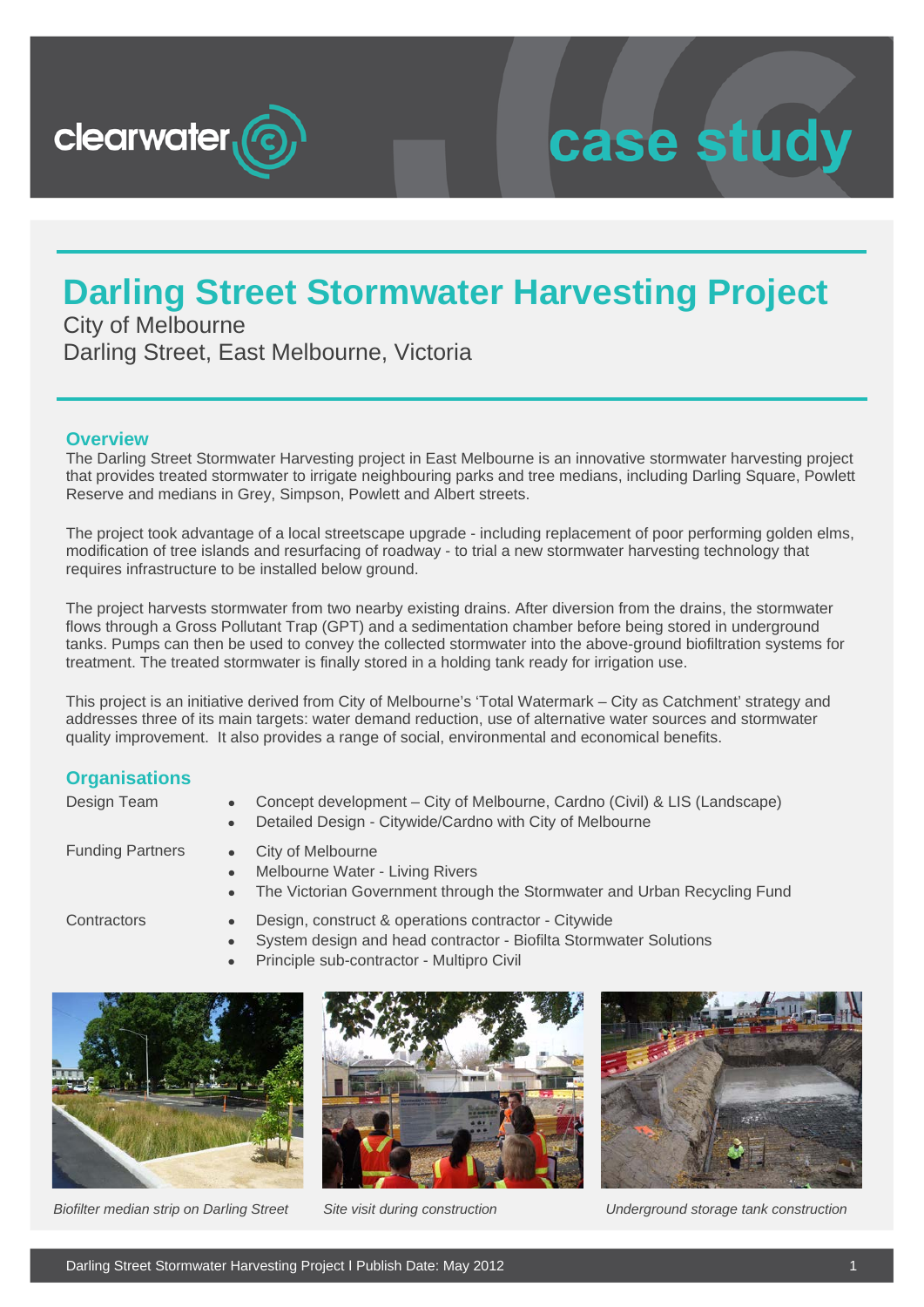clearwater

case study

# Darling Street Stormwater Harvesting Project

City of Melbourne
Darling Street, East Melbourne, Victoria

## Overview

The Darling Street Stormwater Harvesting project in East Melbourne is an innovative stormwater harvesting project that provides treated stormwater to irrigate neighbouring parks and tree medians, including Darling Square, Powlett Reserve and medians in Grey, Simpson, Powlett and Albert streets.

The project took advantage of a local streetscape upgrade - including replacement of poor performing golden elms, modification of tree islands and resurfacing of roadway - to trial a new stormwater harvesting technology that requires infrastructure to be installed below ground.

The project harvests stormwater from two nearby existing drains. After diversion from the drains, the stormwater flows through a Gross Pollutant Trap (GPT) and a sedimentation chamber before being stored in underground tanks. Pumps can then be used to convey the collected stormwater into the above-ground biofiltration systems for treatment. The treated stormwater is finally stored in a holding tank ready for irrigation use.

This project is an initiative derived from City of Melbourne's 'Total Watermark – City as Catchment' strategy and addresses three of its main targets: water demand reduction, use of alternative water sources and stormwater quality improvement. It also provides a range of social, environmental and economical benefits.

## Organisations

Design Team
- Concept development – City of Melbourne, Cardno (Civil) & LIS (Landscape)
- Detailed Design - Citywide/Cardno with City of Melbourne

Funding Partners
- City of Melbourne
- Melbourne Water - Living Rivers
- The Victorian Government through the Stormwater and Urban Recycling Fund

Contractors
- Design, construct & operations contractor - Citywide
- System design and head contractor - Biofilta Stormwater Solutions
- Principle sub-contractor - Multipro Civil

*Biofilter median strip on Darling Street*

*Site visit during construction*

*Underground storage tank construction*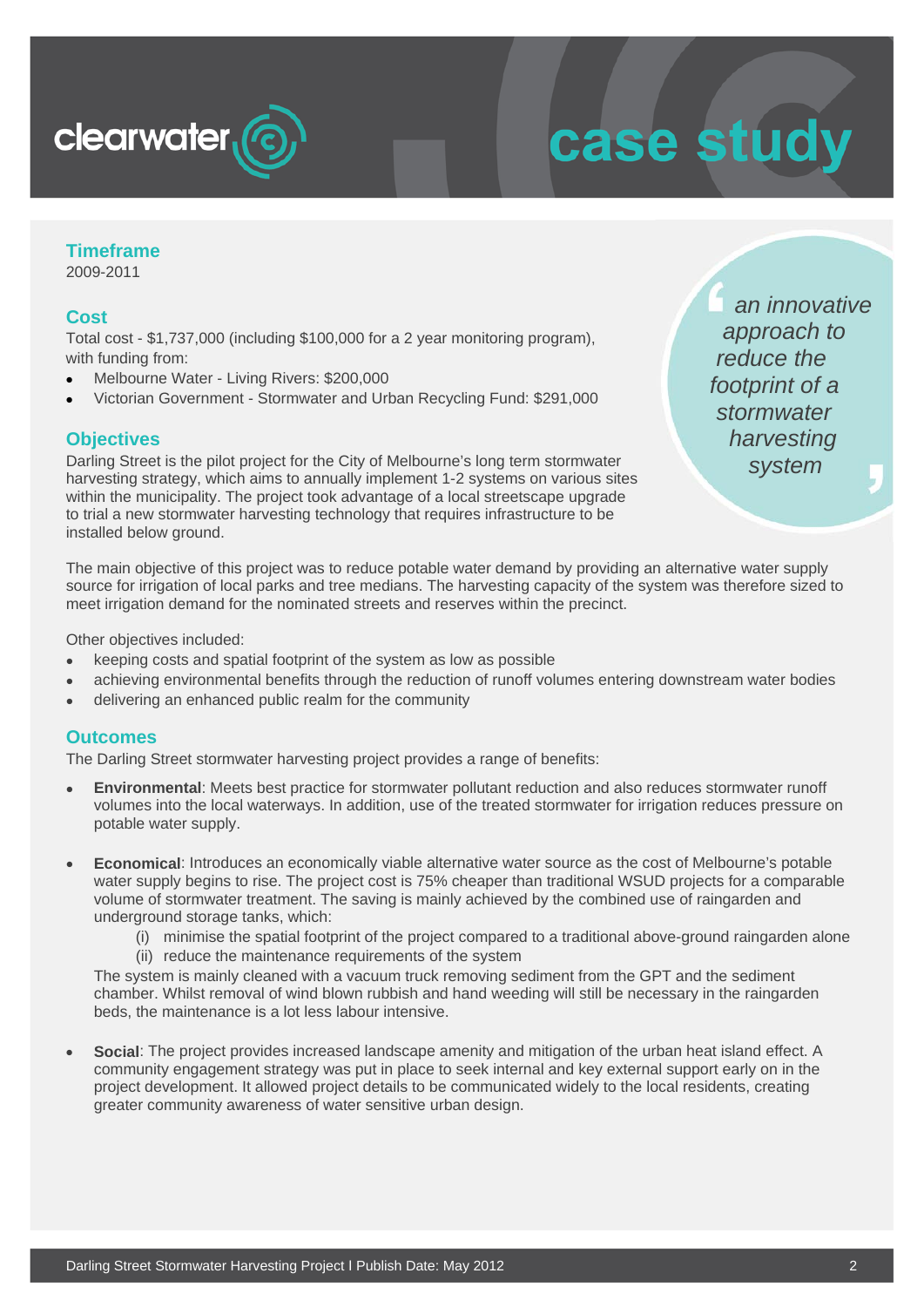clearwater

# case study

## Timeframe

2009-2011

## Cost

Total cost - $1,737,000 (including $100,000 for a 2 year monitoring program), with funding from:

- Melbourne Water - Living Rivers: $200,000
- Victorian Government - Stormwater and Urban Recycling Fund: $291,000

> *' an innovative approach to reduce the footprint of a stormwater harvesting system '*

## Objectives

Darling Street is the pilot project for the City of Melbourne's long term stormwater harvesting strategy, which aims to annually implement 1-2 systems on various sites within the municipality. The project took advantage of a local streetscape upgrade to trial a new stormwater harvesting technology that requires infrastructure to be installed below ground.

The main objective of this project was to reduce potable water demand by providing an alternative water supply source for irrigation of local parks and tree medians. The harvesting capacity of the system was therefore sized to meet irrigation demand for the nominated streets and reserves within the precinct.

Other objectives included:

- keeping costs and spatial footprint of the system as low as possible
- achieving environmental benefits through the reduction of runoff volumes entering downstream water bodies
- delivering an enhanced public realm for the community

## Outcomes

The Darling Street stormwater harvesting project provides a range of benefits:

- **Environmental**: Meets best practice for stormwater pollutant reduction and also reduces stormwater runoff volumes into the local waterways. In addition, use of the treated stormwater for irrigation reduces pressure on potable water supply.

- **Economical**: Introduces an economically viable alternative water source as the cost of Melbourne's potable water supply begins to rise. The project cost is 75% cheaper than traditional WSUD projects for a comparable volume of stormwater treatment. The saving is mainly achieved by the combined use of raingarden and underground storage tanks, which:
  (i) minimise the spatial footprint of the project compared to a traditional above-ground raingarden alone
  (ii) reduce the maintenance requirements of the system

  The system is mainly cleaned with a vacuum truck removing sediment from the GPT and the sediment chamber. Whilst removal of wind blown rubbish and hand weeding will still be necessary in the raingarden beds, the maintenance is a lot less labour intensive.

- **Social**: The project provides increased landscape amenity and mitigation of the urban heat island effect. A community engagement strategy was put in place to seek internal and key external support early on in the project development. It allowed project details to be communicated widely to the local residents, creating greater community awareness of water sensitive urban design.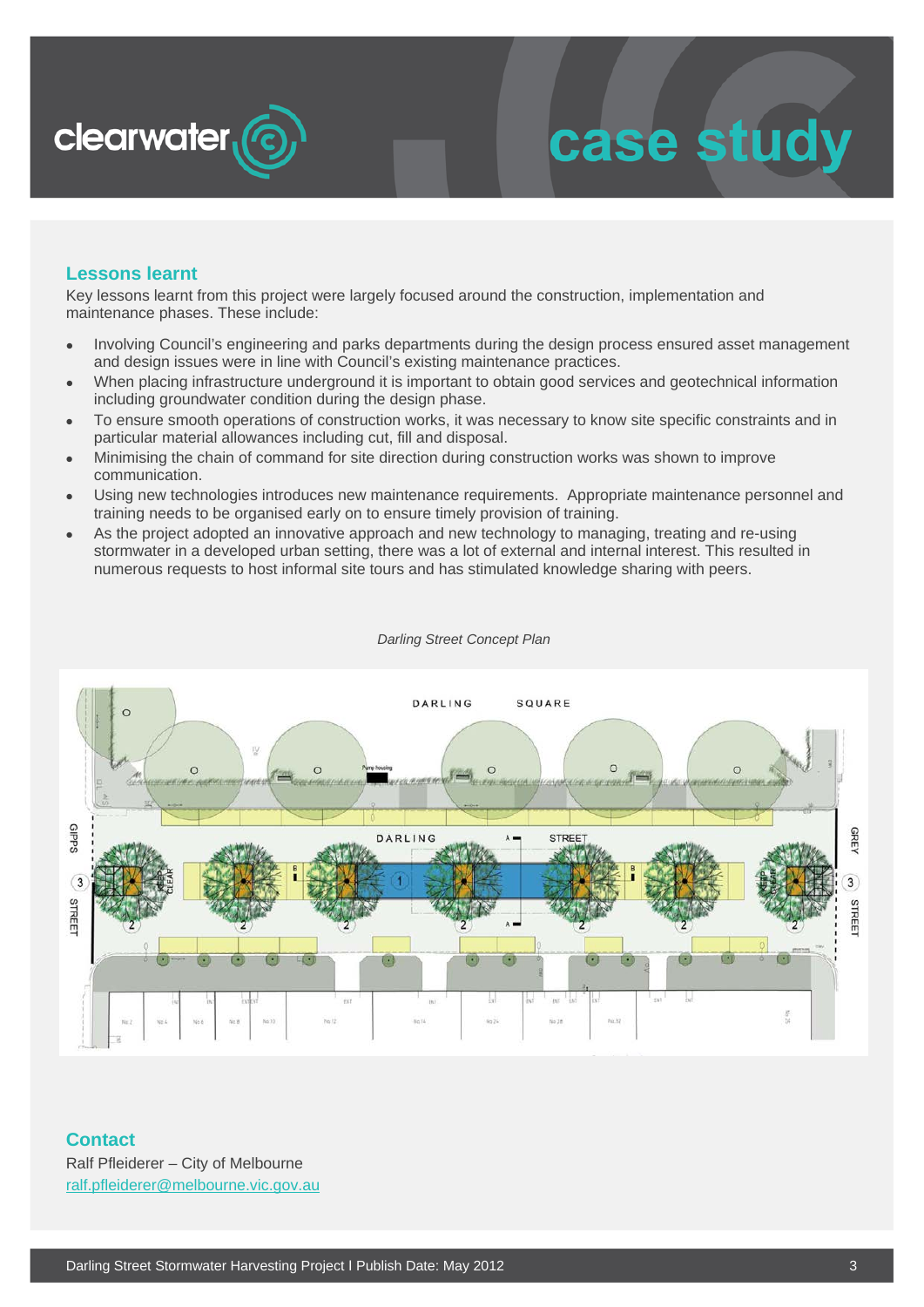## Lessons learnt

Key lessons learnt from this project were largely focused around the construction, implementation and maintenance phases. These include:

- Involving Council's engineering and parks departments during the design process ensured asset management and design issues were in line with Council's existing maintenance practices.
- When placing infrastructure underground it is important to obtain good services and geotechnical information including groundwater condition during the design phase.
- To ensure smooth operations of construction works, it was necessary to know site specific constraints and in particular material allowances including cut, fill and disposal.
- Minimising the chain of command for site direction during construction works was shown to improve communication.
- Using new technologies introduces new maintenance requirements. Appropriate maintenance personnel and training needs to be organised early on to ensure timely provision of training.
- As the project adopted an innovative approach and new technology to managing, treating and re-using stormwater in a developed urban setting, there was a lot of external and internal interest. This resulted in numerous requests to host informal site tours and has stimulated knowledge sharing with peers.

*Darling Street Concept Plan*

DARLING SQUARE

DARLING STREET

GIPPS STREET

GREY STREET

## Contact

Ralf Pfleiderer – City of Melbourne
ralf.pfleiderer@melbourne.vic.gov.au